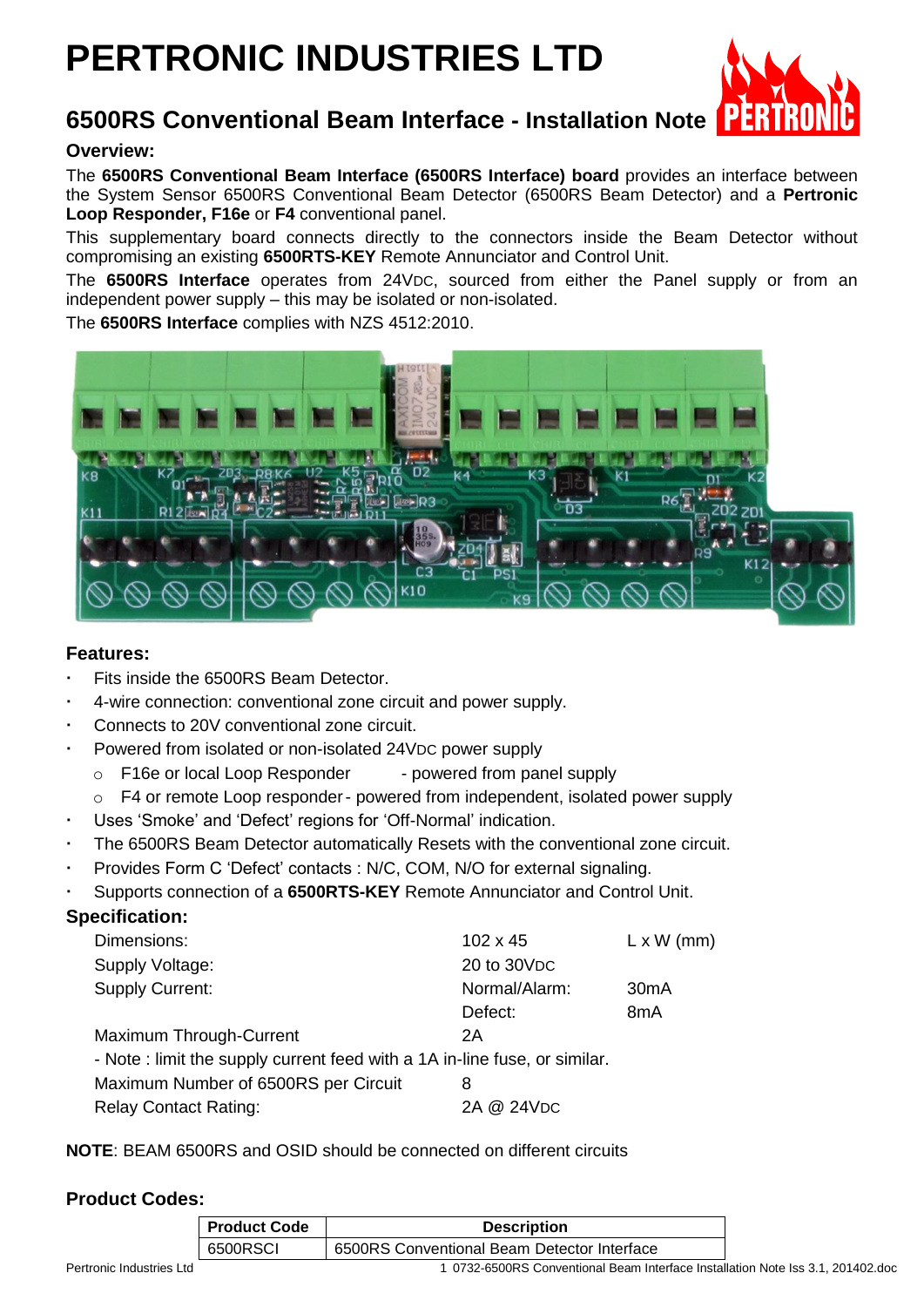# PERTRONIC INDUSTRIES LTD

## 6500RS Conventional Beam Interface - Installation Note

### Overview:

The **6500RS Conventional Beam Interface (6500RS Interface) board** provides an interface between the System Sensor 6500RS Conventional Beam Detector (6500RS Beam Detector) and a **Pertronic Loop Responder, F16e** or **F4** conventional panel.

This supplementary board connects directly to the connectors inside the Beam Detector without compromising an existing **6500RTS-KEY** Remote Annunciator and Control Unit.

The **6500RS Interface** operates from 24VDC, sourced from either the Panel supply or from an independent power supply – this may be isolated or non-isolated.

The **6500RS Interface** complies with NZS 4512:2010.

### Features:

- Fits inside the 6500RS Beam Detector.
- 4-wire connection: conventional zone circuit and power supply.
- Connects to 20V conventional zone circuit.
- Powered from isolated or non-isolated 24VDC power supply
  - F16e or local Loop Responder - powered from panel supply
  - F4 or remote Loop responder - powered from independent, isolated power supply
- Uses 'Smoke' and 'Defect' regions for 'Off-Normal' indication.
- The 6500RS Beam Detector automatically Resets with the conventional zone circuit.
- Provides Form C 'Defect' contacts : N/C, COM, N/O for external signaling.
- Supports connection of a **6500RTS-KEY** Remote Annunciator and Control Unit.

### Specification:

| | | |
|---|---|---|
| Dimensions: | 102 x 45 | L x W (mm) |
| Supply Voltage: | 20 to 30VDC | |
| Supply Current: | Normal/Alarm: | 30mA |
| | Defect: | 8mA |
| Maximum Through-Current | 2A | |
| - Note : limit the supply current feed with a 1A in-line fuse, or similar. | | |
| Maximum Number of 6500RS per Circuit | 8 | |
| Relay Contact Rating: | 2A @ 24VDC | |

**NOTE**: BEAM 6500RS and OSID should be connected on different circuits

### Product Codes:

| Product Code | Description |
|---|---|
| 6500RSCI | 6500RS Conventional Beam Detector Interface |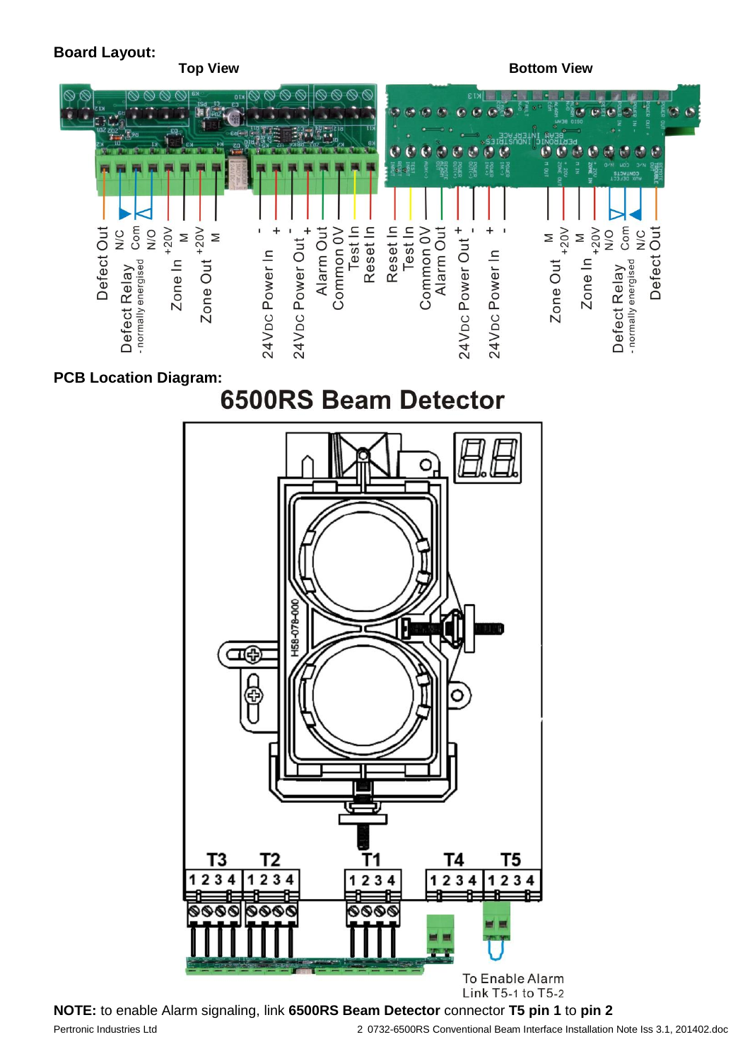**Board Layout:**

**Top View** **Bottom View**

Top View terminals (left to right): Defect Out; Defect Relay - normally energised: N/C, Com, N/O; Zone In: +20V, M; Zone Out: +20V, M; 24VDC Power In: -, +; 24VDC Power Out: -, +; Alarm Out; Common 0V; Test In; Reset In

Bottom View terminals (left to right): Reset In; Test In; Common 0V; Alarm Out; 24VDC Power Out: +, -; 24VDC Power In: +, -; Zone Out: M, +20V; Zone In: M, +20V; Defect Relay - normally energised: N/O, Com, N/C; Defect Out

**PCB Location Diagram:**

**6500RS Beam Detector**

T3 1 2 3 4 | T2 1 2 3 4 | T1 1 2 3 4 | T4 1 2 3 4 | T5 1 2 3 4

To Enable Alarm
Link T5-1 to T5-2

**NOTE:** to enable Alarm signaling, link **6500RS Beam Detector** connector **T5 pin 1** to **pin 2**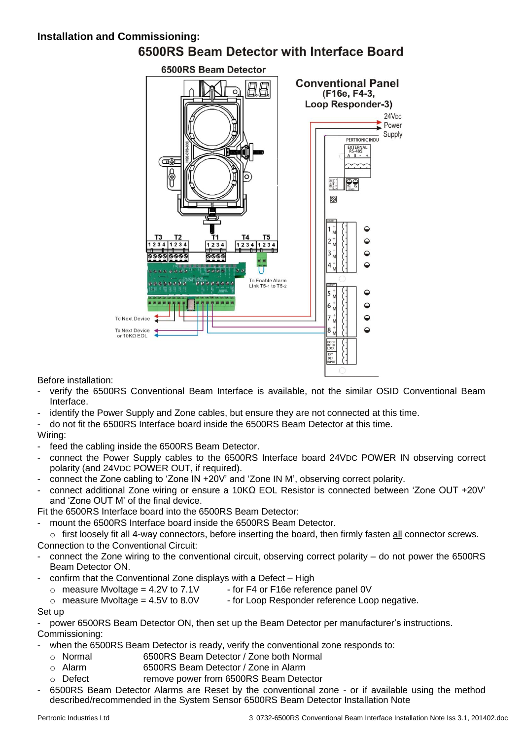**Installation and Commissioning:**

## 6500RS Beam Detector with Interface Board

Before installation:

- verify the 6500RS Conventional Beam Interface is available, not the similar OSID Conventional Beam Interface.
- identify the Power Supply and Zone cables, but ensure they are not connected at this time.
- do not fit the 6500RS Interface board inside the 6500RS Beam Detector at this time.

Wiring:

- feed the cabling inside the 6500RS Beam Detector.
- connect the Power Supply cables to the 6500RS Interface board 24VDC POWER IN observing correct polarity (and 24VDC POWER OUT, if required).
- connect the Zone cabling to 'Zone IN +20V' and 'Zone IN M', observing correct polarity.
- connect additional Zone wiring or ensure a 10KΩ EOL Resistor is connected between 'Zone OUT +20V' and 'Zone OUT M' of the final device.

Fit the 6500RS Interface board into the 6500RS Beam Detector:

- mount the 6500RS Interface board inside the 6500RS Beam Detector.
  - first loosely fit all 4-way connectors, before inserting the board, then firmly fasten <u>all</u> connector screws.

Connection to the Conventional Circuit:

- connect the Zone wiring to the conventional circuit, observing correct polarity – do not power the 6500RS Beam Detector ON.
- confirm that the Conventional Zone displays with a Defect – High
  - measure Mvoltage = 4.2V to 7.1V - for F4 or F16e reference panel 0V
  - measure Mvoltage = 4.5V to 8.0V - for Loop Responder reference Loop negative.

Set up

- power 6500RS Beam Detector ON, then set up the Beam Detector per manufacturer's instructions.

Commissioning:

- when the 6500RS Beam Detector is ready, verify the conventional zone responds to:
  - Normal 6500RS Beam Detector / Zone both Normal
  - Alarm 6500RS Beam Detector / Zone in Alarm
  - Defect remove power from 6500RS Beam Detector
- 6500RS Beam Detector Alarms are Reset by the conventional zone - or if available using the method described/recommended in the System Sensor 6500RS Beam Detector Installation Note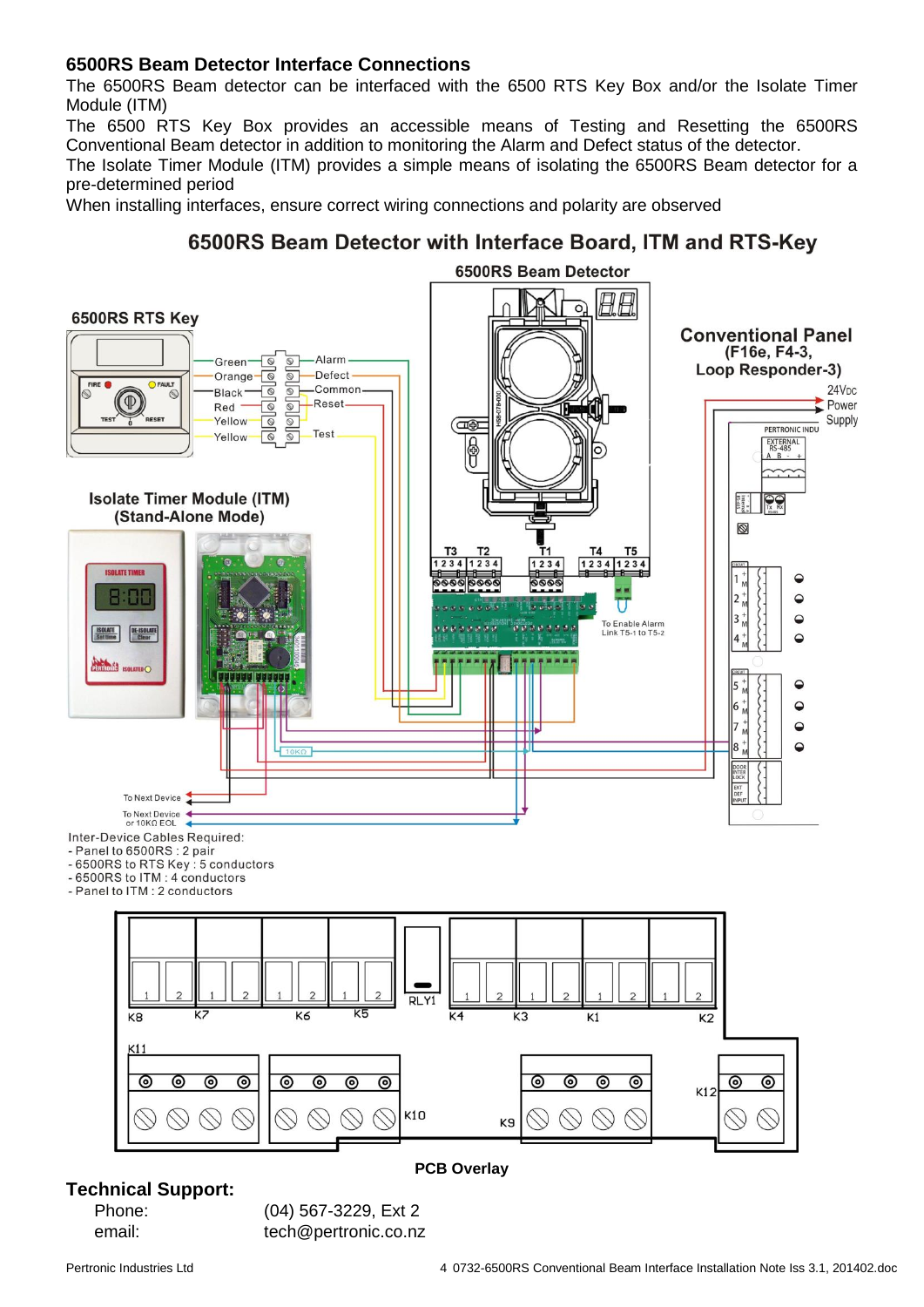## 6500RS Beam Detector Interface Connections

The 6500RS Beam detector can be interfaced with the 6500 RTS Key Box and/or the Isolate Timer Module (ITM)

The 6500 RTS Key Box provides an accessible means of Testing and Resetting the 6500RS Conventional Beam detector in addition to monitoring the Alarm and Defect status of the detector.

The Isolate Timer Module (ITM) provides a simple means of isolating the 6500RS Beam detector for a pre-determined period

When installing interfaces, ensure correct wiring connections and polarity are observed

### 6500RS Beam Detector with Interface Board, ITM and RTS-Key

6500RS Beam Detector

6500RS RTS Key

Green — Alarm
Orange — Defect
Black — Common
Red — Reset
Yellow
Yellow — Test

Conventional Panel
(F16e, F4-3,
Loop Responder-3)

24VDC
Power
Supply

Isolate Timer Module (ITM)
(Stand-Alone Mode)

T3 T2 T1 T4 T5

To Enable Alarm
Link T5-1 to T5-2

10KΩ

To Next Device
To Next Device
or 10KΩ EOL

Inter-Device Cables Required:
- Panel to 6500RS : 2 pair
- 6500RS to RTS Key : 5 conductors
- 6500RS to ITM : 4 conductors
- Panel to ITM : 2 conductors

K8 K7 K6 K5 RLY1 K4 K3 K1 K2
K11 K10 K9 K12

**PCB Overlay**

### Technical Support:

Phone: (04) 567-3229, Ext 2
email: tech@pertronic.co.nz